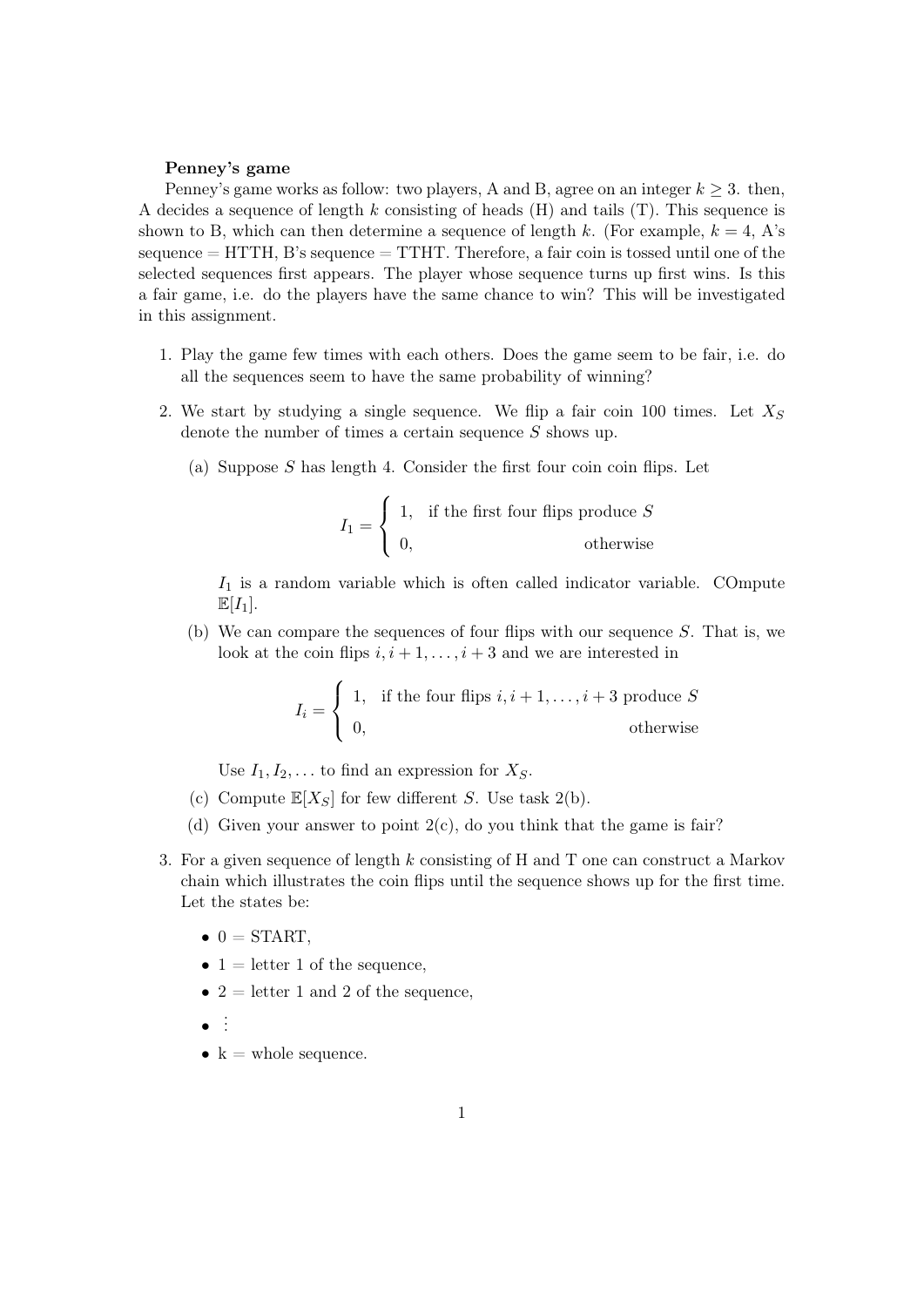**Penney's game**

Penney's game works as follow: two players, A and B, agree on an integer $k \geq 3$. then, A decides a sequence of length $k$ consisting of heads (H) and tails (T). This sequence is shown to B, which can then determine a sequence of length $k$. (For example, $k = 4$, A's sequence = HTTH, B's sequence = TTHT. Therefore, a fair coin is tossed until one of the selected sequences first appears. The player whose sequence turns up first wins. Is this a fair game, i.e. do the players have the same chance to win? This will be investigated in this assignment.

1. Play the game few times with each others. Does the game seem to be fair, i.e. do all the sequences seem to have the same probability of winning?

2. We start by studying a single sequence. We flip a fair coin 100 times. Let $X_S$ denote the number of times a certain sequence $S$ shows up.

   (a) Suppose $S$ has length 4. Consider the first four coin coin flips. Let

   $$I_1 = \begin{cases} 1, & \text{if the first four flips produce } S \\ 0, & \text{otherwise} \end{cases}$$

   $I_1$ is a random variable which is often called indicator variable. COmpute $\mathbb{E}[I_1]$.

   (b) We can compare the sequences of four flips with our sequence $S$. That is, we look at the coin flips $i, i+1, \ldots, i+3$ and we are interested in

   $$I_i = \begin{cases} 1, & \text{if the four flips } i, i+1, \ldots, i+3 \text{ produce } S \\ 0, & \text{otherwise} \end{cases}$$

   Use $I_1, I_2, \ldots$ to find an expression for $X_S$.

   (c) Compute $\mathbb{E}[X_S]$ for few different $S$. Use task 2(b).

   (d) Given your answer to point 2(c), do you think that the game is fair?

3. For a given sequence of length $k$ consisting of H and T one can construct a Markov chain which illustrates the coin flips until the sequence shows up for the first time. Let the states be:

   - 0 = START,
   - 1 = letter 1 of the sequence,
   - 2 = letter 1 and 2 of the sequence,
   - $\vdots$
   - k = whole sequence.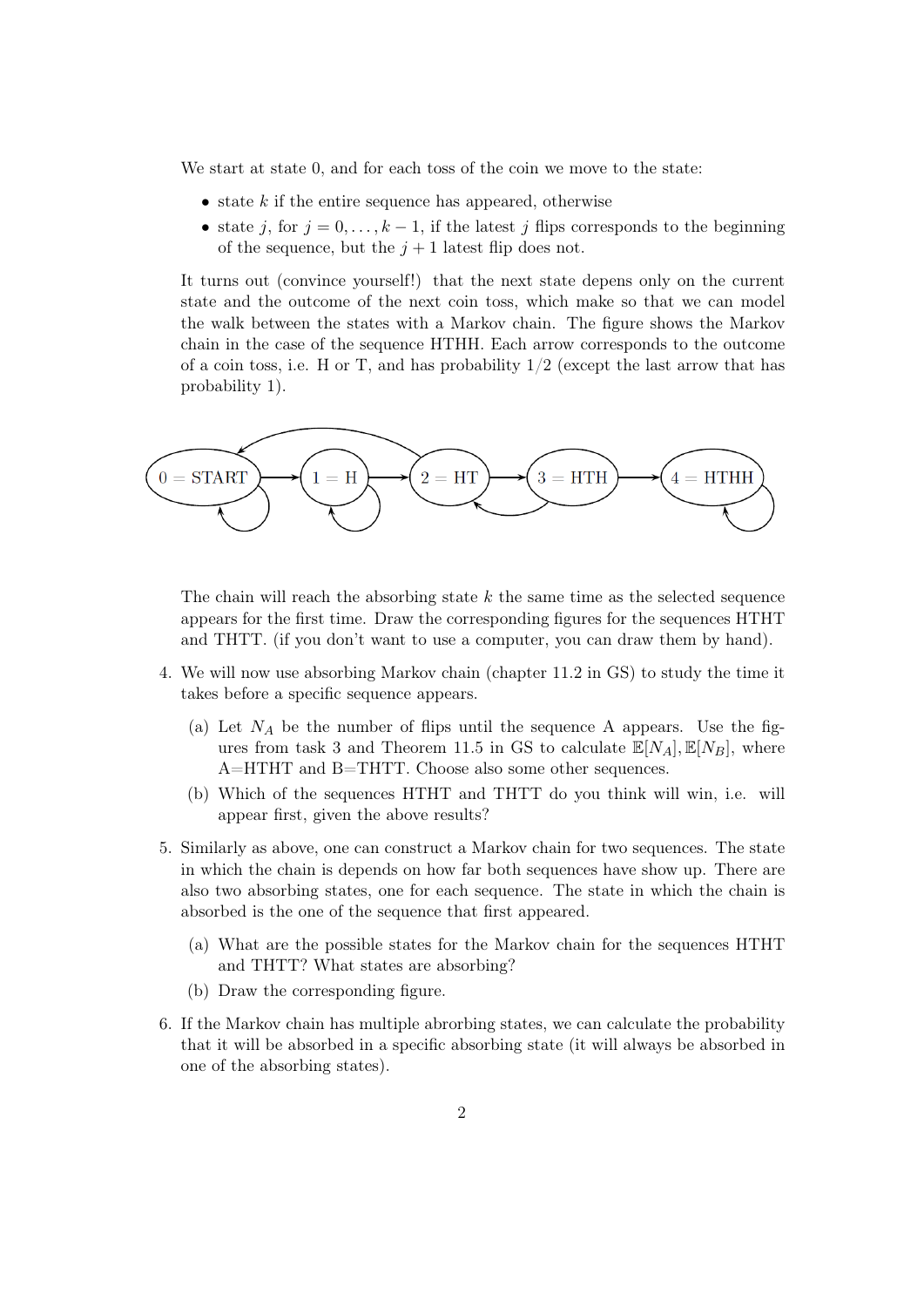We start at state 0, and for each toss of the coin we move to the state:

- state $k$ if the entire sequence has appeared, otherwise
- state $j$, for $j = 0, \ldots, k-1$, if the latest $j$ flips corresponds to the beginning of the sequence, but the $j+1$ latest flip does not.

It turns out (convince yourself!) that the next state depens only on the current state and the outcome of the next coin toss, which make so that we can model the walk between the states with a Markov chain. The figure shows the Markov chain in the case of the sequence HTHH. Each arrow corresponds to the outcome of a coin toss, i.e. H or T, and has probability 1/2 (except the last arrow that has probability 1).

The chain will reach the absorbing state $k$ the same time as the selected sequence appears for the first time. Draw the corresponding figures for the sequences HTHT and THTT. (if you don't want to use a computer, you can draw them by hand).

4. We will now use absorbing Markov chain (chapter 11.2 in GS) to study the time it takes before a specific sequence appears.
   (a) Let $N_A$ be the number of flips until the sequence A appears. Use the figures from task 3 and Theorem 11.5 in GS to calculate $\mathbb{E}[N_A], \mathbb{E}[N_B]$, where A=HTHT and B=THTT. Choose also some other sequences.
   (b) Which of the sequences HTHT and THTT do you think will win, i.e. will appear first, given the above results?

5. Similarly as above, one can construct a Markov chain for two sequences. The state in which the chain is depends on how far both sequences have show up. There are also two absorbing states, one for each sequence. The state in which the chain is absorbed is the one of the sequence that first appeared.
   (a) What are the possible states for the Markov chain for the sequences HTHT and THTT? What states are absorbing?
   (b) Draw the corresponding figure.

6. If the Markov chain has multiple abrorbing states, we can calculate the probability that it will be absorbed in a specific absorbing state (it will always be absorbed in one of the absorbing states).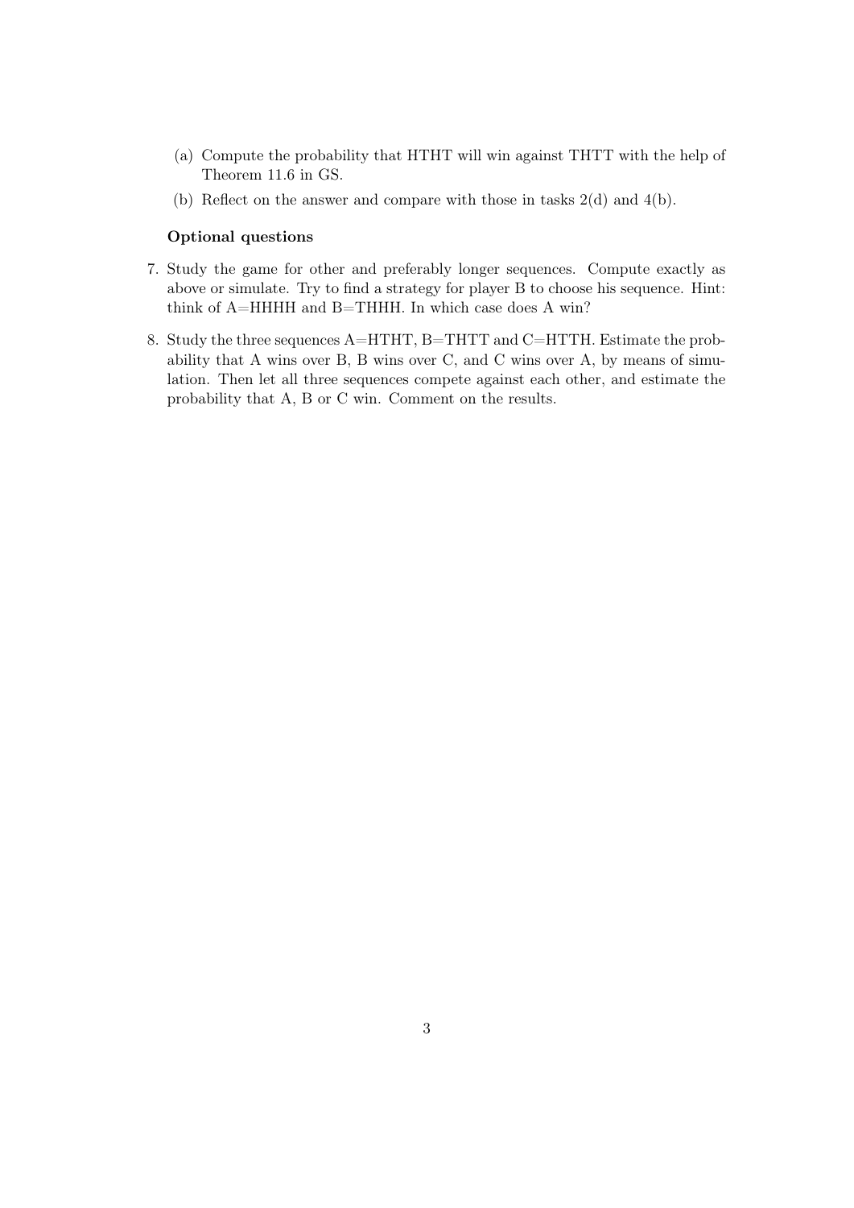(a) Compute the probability that HTHT will win against THTT with the help of Theorem 11.6 in GS.

(b) Reflect on the answer and compare with those in tasks 2(d) and 4(b).

**Optional questions**

7. Study the game for other and preferably longer sequences. Compute exactly as above or simulate. Try to find a strategy for player B to choose his sequence. Hint: think of A=HHHH and B=THHH. In which case does A win?

8. Study the three sequences A=HTHT, B=THTT and C=HTTH. Estimate the probability that A wins over B, B wins over C, and C wins over A, by means of simulation. Then let all three sequences compete against each other, and estimate the probability that A, B or C win. Comment on the results.